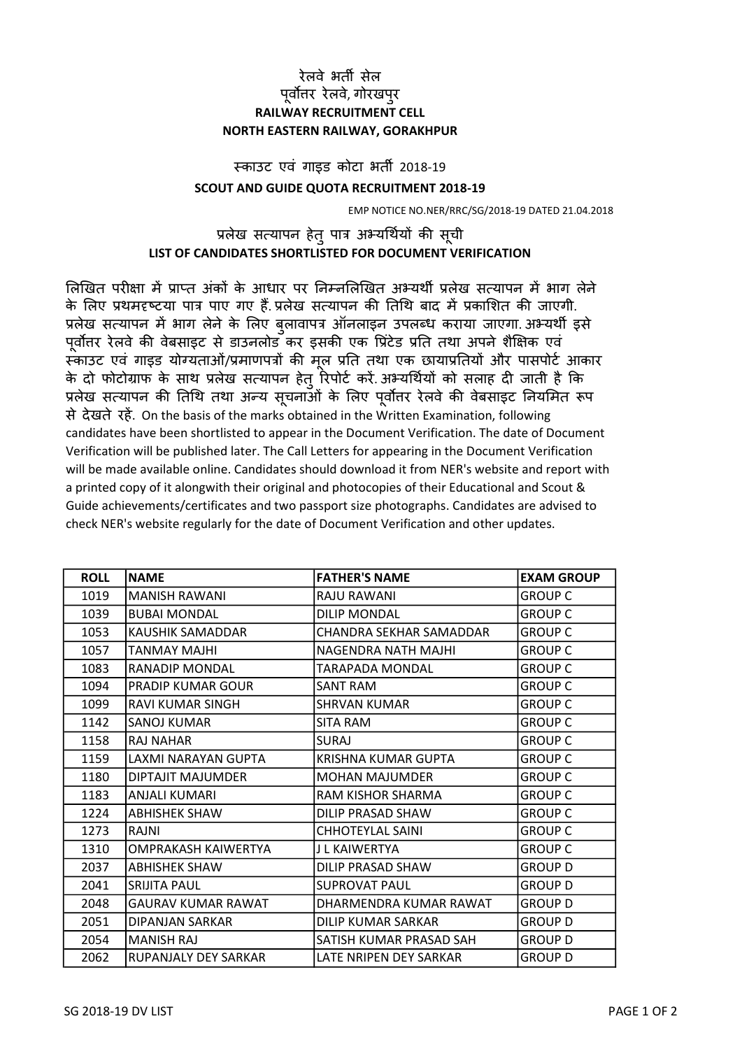# रेलवे भर्ती सेल
# पूर्वोत्तर रेलवे, गोरखपुर
# RAILWAY RECRUITMENT CELL
# NORTH EASTERN RAILWAY, GORAKHPUR

## स्काउट एवं गाइड कोटा भर्ती 2018-19
## SCOUT AND GUIDE QUOTA RECRUITMENT 2018-19

EMP NOTICE NO.NER/RRC/SG/2018-19 DATED 21.04.2018

## प्रलेख सत्यापन हेतु पात्र अभ्यर्थियों की सूची
## LIST OF CANDIDATES SHORTLISTED FOR DOCUMENT VERIFICATION

लिखित परीक्षा में प्राप्त अंकों के आधार पर निम्नलिखित अभ्यर्थी प्रलेख सत्यापन में भाग लेने के लिए प्रथमदृष्टया पात्र पाए गए हैं. प्रलेख सत्यापन की तिथि बाद में प्रकाशित की जाएगी. प्रलेख सत्यापन में भाग लेने के लिए बुलावापत्र ऑनलाइन उपलब्ध कराया जाएगा. अभ्यर्थी इसे पूर्वोत्तर रेलवे की वेबसाइट से डाउनलोड कर इसकी एक प्रिंटेड प्रति तथा अपने शैक्षिक एवं स्काउट एवं गाइड योग्यताओं/प्रमाणपत्रों की मूल प्रति तथा एक छायाप्रतियों और पासपोर्ट आकार के दो फोटोग्राफ के साथ प्रलेख सत्यापन हेतु रिपोर्ट करें. अभ्यर्थियों को सलाह दी जाती है कि प्रलेख सत्यापन की तिथि तथा अन्य सूचनाओं के लिए पूर्वोत्तर रेलवे की वेबसाइट नियमित रूप से देखते रहें. On the basis of the marks obtained in the Written Examination, following candidates have been shortlisted to appear in the Document Verification. The date of Document Verification will be published later. The Call Letters for appearing in the Document Verification will be made available online. Candidates should download it from NER's website and report with a printed copy of it alongwith their original and photocopies of their Educational and Scout & Guide achievements/certificates and two passport size photographs. Candidates are advised to check NER's website regularly for the date of Document Verification and other updates.

| ROLL | NAME | FATHER'S NAME | EXAM GROUP |
|---|---|---|---|
| 1019 | MANISH RAWANI | RAJU RAWANI | GROUP C |
| 1039 | BUBAI MONDAL | DILIP MONDAL | GROUP C |
| 1053 | KAUSHIK SAMADDAR | CHANDRA SEKHAR SAMADDAR | GROUP C |
| 1057 | TANMAY MAJHI | NAGENDRA NATH MAJHI | GROUP C |
| 1083 | RANADIP MONDAL | TARAPADA MONDAL | GROUP C |
| 1094 | PRADIP KUMAR GOUR | SANT RAM | GROUP C |
| 1099 | RAVI KUMAR SINGH | SHRVAN KUMAR | GROUP C |
| 1142 | SANOJ KUMAR | SITA RAM | GROUP C |
| 1158 | RAJ NAHAR | SURAJ | GROUP C |
| 1159 | LAXMI NARAYAN GUPTA | KRISHNA KUMAR GUPTA | GROUP C |
| 1180 | DIPTAJIT MAJUMDER | MOHAN MAJUMDER | GROUP C |
| 1183 | ANJALI KUMARI | RAM KISHOR SHARMA | GROUP C |
| 1224 | ABHISHEK SHAW | DILIP PRASAD SHAW | GROUP C |
| 1273 | RAJNI | CHHOTEYLAL SAINI | GROUP C |
| 1310 | OMPRAKASH KAIWERTYA | J L KAIWERTYA | GROUP C |
| 2037 | ABHISHEK SHAW | DILIP PRASAD SHAW | GROUP D |
| 2041 | SRIJITA PAUL | SUPROVAT PAUL | GROUP D |
| 2048 | GAURAV KUMAR RAWAT | DHARMENDRA KUMAR RAWAT | GROUP D |
| 2051 | DIPANJAN SARKAR | DILIP KUMAR SARKAR | GROUP D |
| 2054 | MANISH RAJ | SATISH KUMAR PRASAD SAH | GROUP D |
| 2062 | RUPANJALY DEY SARKAR | LATE NRIPEN DEY SARKAR | GROUP D |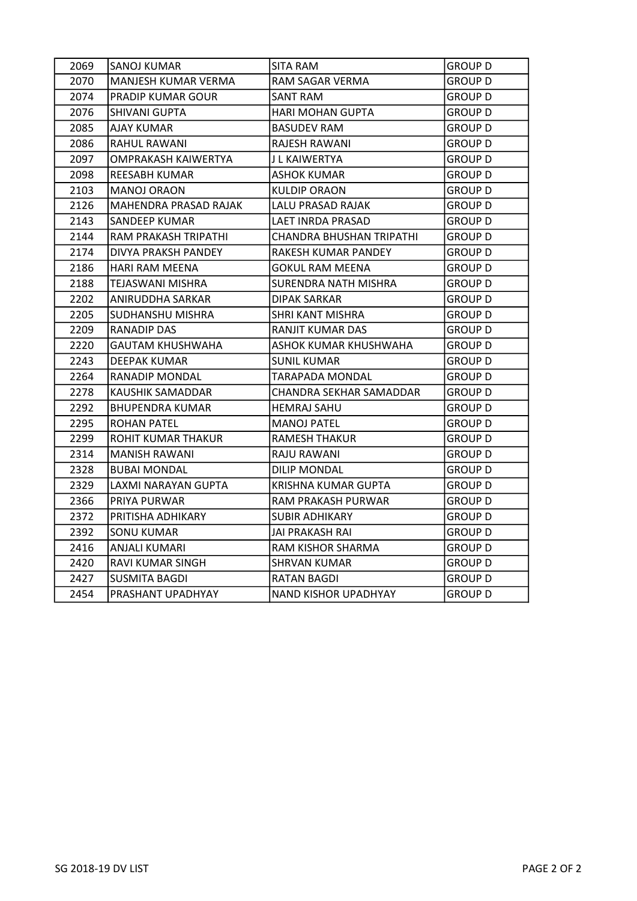| | | | |
|---|---|---|---|
| 2069 | SANOJ KUMAR | SITA RAM | GROUP D |
| 2070 | MANJESH KUMAR VERMA | RAM SAGAR VERMA | GROUP D |
| 2074 | PRADIP KUMAR GOUR | SANT RAM | GROUP D |
| 2076 | SHIVANI GUPTA | HARI MOHAN GUPTA | GROUP D |
| 2085 | AJAY KUMAR | BASUDEV RAM | GROUP D |
| 2086 | RAHUL RAWANI | RAJESH RAWANI | GROUP D |
| 2097 | OMPRAKASH KAIWERTYA | J L KAIWERTYA | GROUP D |
| 2098 | REESABH KUMAR | ASHOK KUMAR | GROUP D |
| 2103 | MANOJ ORAON | KULDIP ORAON | GROUP D |
| 2126 | MAHENDRA PRASAD RAJAK | LALU PRASAD RAJAK | GROUP D |
| 2143 | SANDEEP KUMAR | LAET INRDA PRASAD | GROUP D |
| 2144 | RAM PRAKASH TRIPATHI | CHANDRA BHUSHAN TRIPATHI | GROUP D |
| 2174 | DIVYA PRAKSH PANDEY | RAKESH KUMAR PANDEY | GROUP D |
| 2186 | HARI RAM MEENA | GOKUL RAM MEENA | GROUP D |
| 2188 | TEJASWANI MISHRA | SURENDRA NATH MISHRA | GROUP D |
| 2202 | ANIRUDDHA SARKAR | DIPAK SARKAR | GROUP D |
| 2205 | SUDHANSHU MISHRA | SHRI KANT MISHRA | GROUP D |
| 2209 | RANADIP DAS | RANJIT KUMAR DAS | GROUP D |
| 2220 | GAUTAM KHUSHWAHA | ASHOK KUMAR KHUSHWAHA | GROUP D |
| 2243 | DEEPAK KUMAR | SUNIL KUMAR | GROUP D |
| 2264 | RANADIP MONDAL | TARAPADA MONDAL | GROUP D |
| 2278 | KAUSHIK SAMADDAR | CHANDRA SEKHAR SAMADDAR | GROUP D |
| 2292 | BHUPENDRA KUMAR | HEMRAJ SAHU | GROUP D |
| 2295 | ROHAN PATEL | MANOJ PATEL | GROUP D |
| 2299 | ROHIT KUMAR THAKUR | RAMESH THAKUR | GROUP D |
| 2314 | MANISH RAWANI | RAJU RAWANI | GROUP D |
| 2328 | BUBAI MONDAL | DILIP MONDAL | GROUP D |
| 2329 | LAXMI NARAYAN GUPTA | KRISHNA KUMAR GUPTA | GROUP D |
| 2366 | PRIYA PURWAR | RAM PRAKASH PURWAR | GROUP D |
| 2372 | PRITISHA ADHIKARY | SUBIR ADHIKARY | GROUP D |
| 2392 | SONU KUMAR | JAI PRAKASH RAI | GROUP D |
| 2416 | ANJALI KUMARI | RAM KISHOR SHARMA | GROUP D |
| 2420 | RAVI KUMAR SINGH | SHRVAN KUMAR | GROUP D |
| 2427 | SUSMITA BAGDI | RATAN BAGDI | GROUP D |
| 2454 | PRASHANT UPADHYAY | NAND KISHOR UPADHYAY | GROUP D |